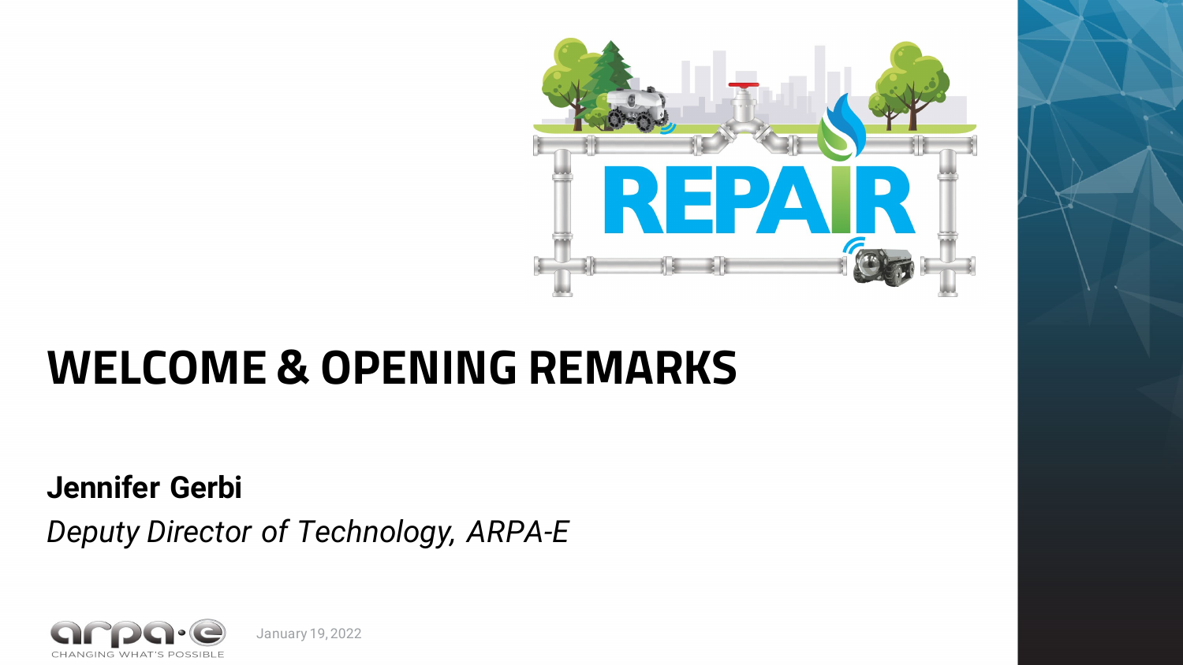REPAIR

# WELCOME & OPENING REMARKS

**Jennifer Gerbi**

*Deputy Director of Technology, ARPA-E*

arpa·e CHANGING WHAT'S POSSIBLE

January 19, 2022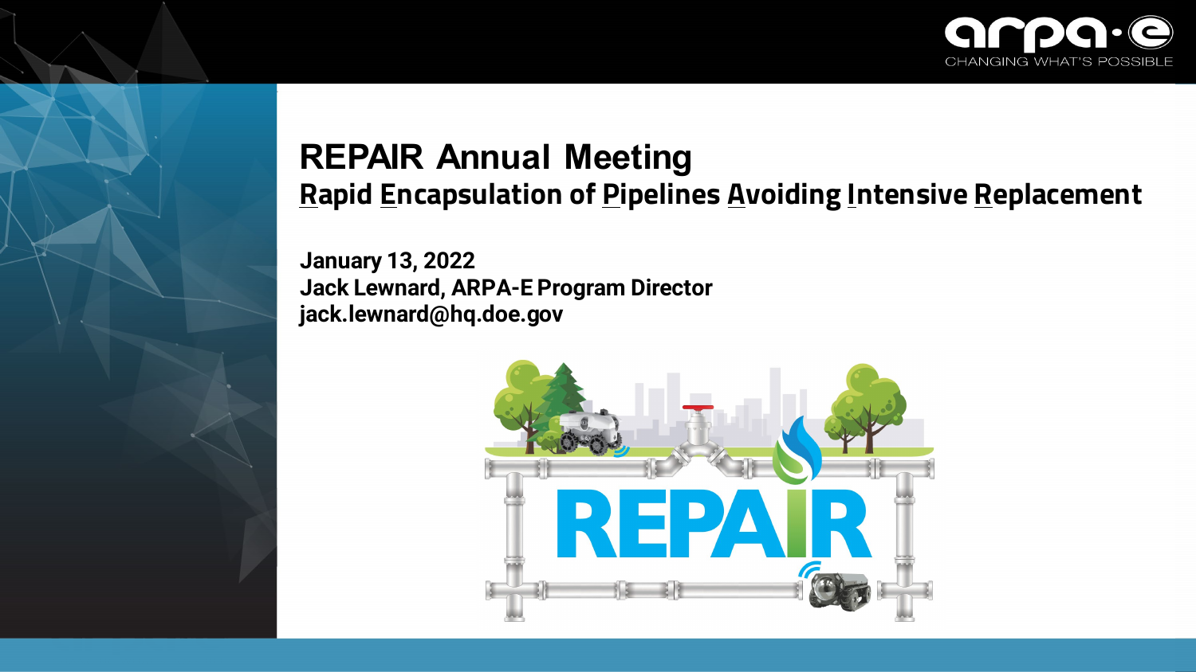# REPAIR Annual Meeting

## Rapid Encapsulation of Pipelines Avoiding Intensive Replacement

**January 13, 2022**
**Jack Lewnard, ARPA-E Program Director**
**jack.lewnard@hq.doe.gov**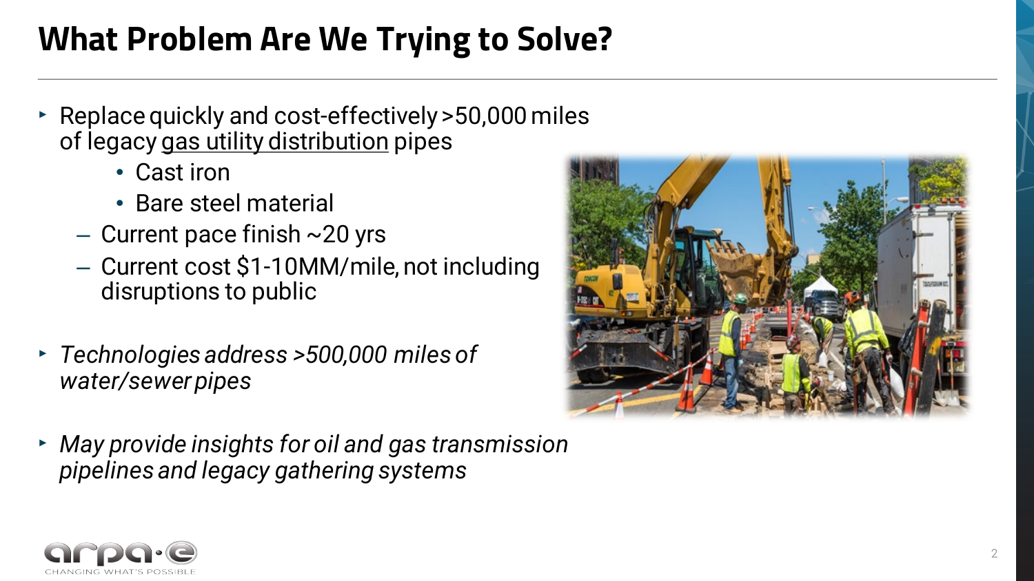# What Problem Are We Trying to Solve?

- Replace quickly and cost-effectively >50,000 miles of legacy <u>gas utility distribution</u> pipes
    - Cast iron
    - Bare steel material
  - Current pace finish ~20 yrs
  - Current cost $1-10MM/mile, not including disruptions to public

- *Technologies address >500,000 miles of water/sewer pipes*

- *May provide insights for oil and gas transmission pipelines and legacy gathering systems*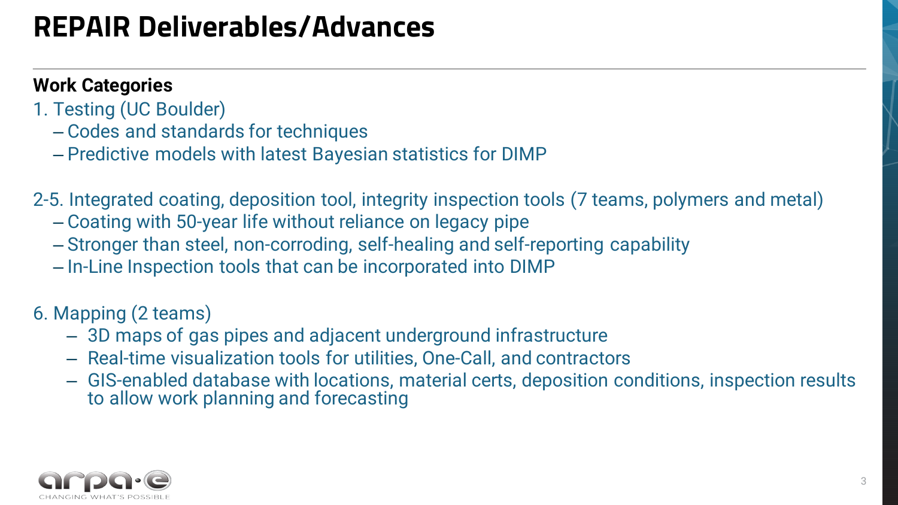# REPAIR Deliverables/Advances

**Work Categories**

1. Testing (UC Boulder)
   - Codes and standards for techniques
   - Predictive models with latest Bayesian statistics for DIMP

2-5. Integrated coating, deposition tool, integrity inspection tools (7 teams, polymers and metal)
   - Coating with 50-year life without reliance on legacy pipe
   - Stronger than steel, non-corroding, self-healing and self-reporting capability
   - In-Line Inspection tools that can be incorporated into DIMP

6. Mapping (2 teams)
   - 3D maps of gas pipes and adjacent underground infrastructure
   - Real-time visualization tools for utilities, One-Call, and contractors
   - GIS-enabled database with locations, material certs, deposition conditions, inspection results to allow work planning and forecasting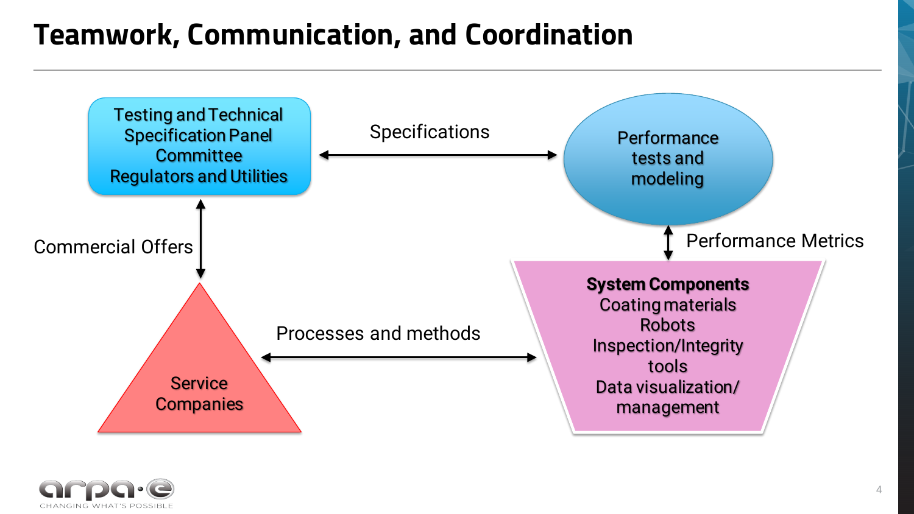# Teamwork, Communication, and Coordination

Testing and Technical Specification Panel Committee
Regulators and Utilities

Specifications

Performance tests and modeling

Commercial Offers

Performance Metrics

**System Components**
Coating materials
Robots
Inspection/Integrity tools
Data visualization/ management

Processes and methods

Service Companies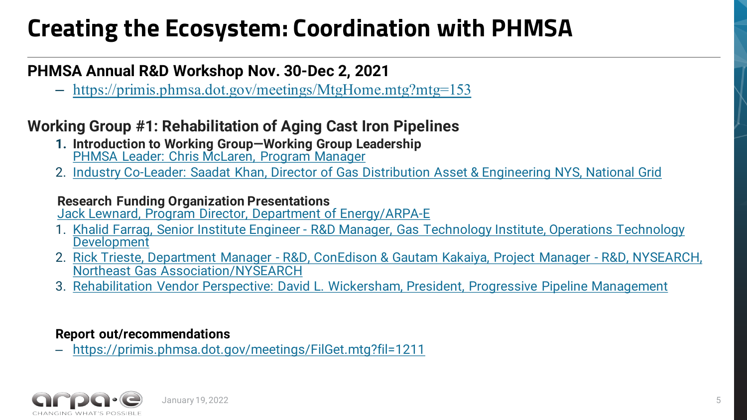# Creating the Ecosystem: Coordination with PHMSA

**PHMSA Annual R&D Workshop Nov. 30-Dec 2, 2021**

- https://primis.phmsa.dot.gov/meetings/MtgHome.mtg?mtg=153

**Working Group #1: Rehabilitation of Aging Cast Iron Pipelines**

1. **Introduction to Working Group—Working Group Leadership**
   PHMSA Leader: Chris McLaren, Program Manager
2. Industry Co-Leader: Saadat Khan, Director of Gas Distribution Asset & Engineering NYS, National Grid

**Research Funding Organization Presentations**
Jack Lewnard, Program Director, Department of Energy/ARPA-E

1. Khalid Farrag, Senior Institute Engineer - R&D Manager, Gas Technology Institute, Operations Technology Development
2. Rick Trieste, Department Manager - R&D, ConEdison & Gautam Kakaiya, Project Manager - R&D, NYSEARCH, Northeast Gas Association/NYSEARCH
3. Rehabilitation Vendor Perspective: David L. Wickersham, President, Progressive Pipeline Management

**Report out/recommendations**

- https://primis.phmsa.dot.gov/meetings/FilGet.mtg?fil=1211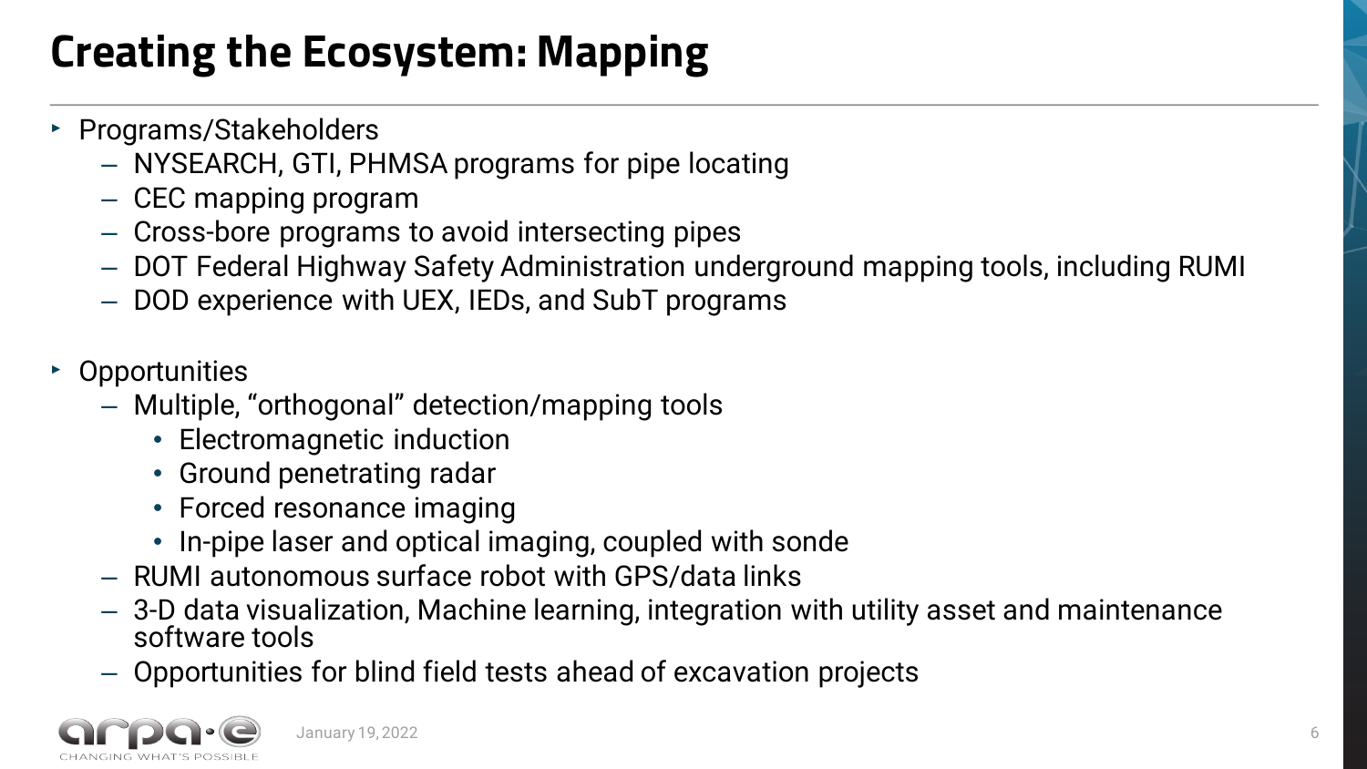# Creating the Ecosystem: Mapping

- Programs/Stakeholders
  - NYSEARCH, GTI, PHMSA programs for pipe locating
  - CEC mapping program
  - Cross-bore programs to avoid intersecting pipes
  - DOT Federal Highway Safety Administration underground mapping tools, including RUMI
  - DOD experience with UEX, IEDs, and SubT programs

- Opportunities
  - Multiple, "orthogonal" detection/mapping tools
    - Electromagnetic induction
    - Ground penetrating radar
    - Forced resonance imaging
    - In-pipe laser and optical imaging, coupled with sonde
  - RUMI autonomous surface robot with GPS/data links
  - 3-D data visualization, Machine learning, integration with utility asset and maintenance software tools
  - Opportunities for blind field tests ahead of excavation projects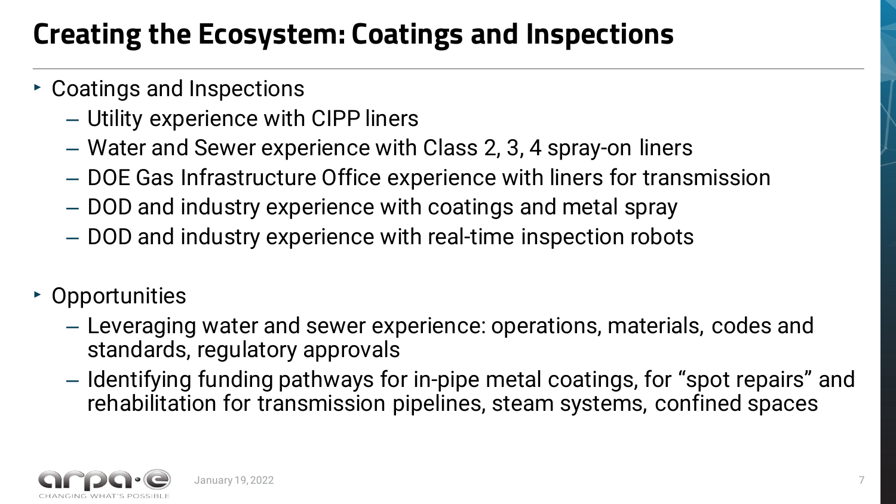# Creating the Ecosystem: Coatings and Inspections

- Coatings and Inspections
  - Utility experience with CIPP liners
  - Water and Sewer experience with Class 2, 3, 4 spray-on liners
  - DOE Gas Infrastructure Office experience with liners for transmission
  - DOD and industry experience with coatings and metal spray
  - DOD and industry experience with real-time inspection robots

- Opportunities
  - Leveraging water and sewer experience: operations, materials, codes and standards, regulatory approvals
  - Identifying funding pathways for in-pipe metal coatings, for "spot repairs" and rehabilitation for transmission pipelines, steam systems, confined spaces